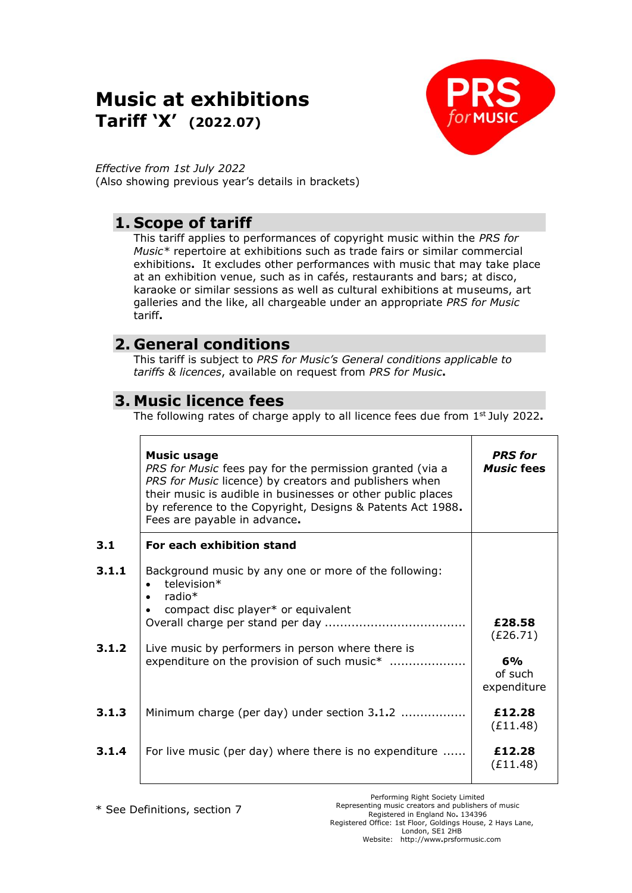# Music at exhibitions

## Tariff 'X' (2022.07)

*Effective from 1st July 2022*
(Also showing previous year's details in brackets)

## 1. Scope of tariff

This tariff applies to performances of copyright music within the *PRS for Music** repertoire at exhibitions such as trade fairs or similar commercial exhibitions. It excludes other performances with music that may take place at an exhibition venue, such as in cafés, restaurants and bars; at disco, karaoke or similar sessions as well as cultural exhibitions at museums, art galleries and the like, all chargeable under an appropriate *PRS for Music* tariff.

## 2. General conditions

This tariff is subject to *PRS for Music's General conditions applicable to tariffs & licences*, available on request from *PRS for Music*.

## 3. Music licence fees

The following rates of charge apply to all licence fees due from 1st July 2022.

| | **Music usage**<br>*PRS for Music* fees pay for the permission granted (via a *PRS for Music* licence) by creators and publishers when their music is audible in businesses or other public places by reference to the Copyright, Designs & Patents Act 1988. Fees are payable in advance. | ***PRS for Music* fees** |
|---|---|---|
| **3.1** | **For each exhibition stand** | |
| **3.1.1** | Background music by any one or more of the following:<br>• television*<br>• radio*<br>• compact disc player* or equivalent<br>Overall charge per stand per day ..................................... | **£28.58**<br>(£26.71) |
| **3.1.2** | Live music by performers in person where there is expenditure on the provision of such music* .................... | **6%**<br>of such expenditure |
| **3.1.3** | Minimum charge (per day) under section 3.1.2 ................. | **£12.28**<br>(£11.48) |
| **3.1.4** | For live music (per day) where there is no expenditure ...... | **£12.28**<br>(£11.48) |

\* See Definitions, section 7

Performing Right Society Limited
Representing music creators and publishers of music
Registered in England No. 134396
Registered Office: 1st Floor, Goldings House, 2 Hays Lane, London, SE1 2HB
Website: http://www.prsformusic.com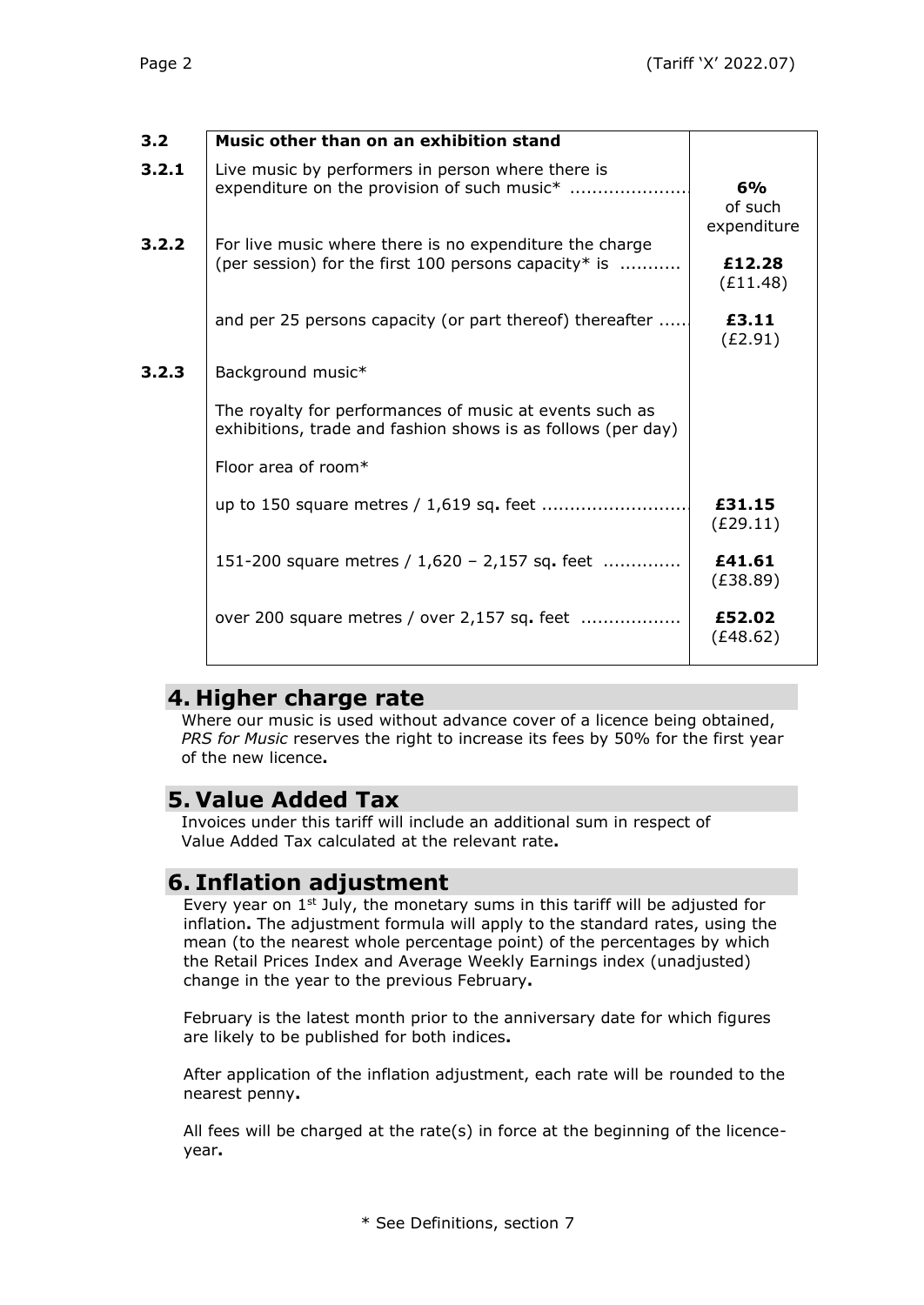| 3.2 | Music other than on an exhibition stand | |
|---|---|---|
| 3.2.1 | Live music by performers in person where there is expenditure on the provision of such music* .................... | **6%** of such expenditure |
| 3.2.2 | For live music where there is no expenditure the charge (per session) for the first 100 persons capacity* is .......... | **£12.28** (£11.48) |
| | and per 25 persons capacity (or part thereof) thereafter ..... | **£3.11** (£2.91) |
| 3.2.3 | Background music* | |
| | The royalty for performances of music at events such as exhibitions, trade and fashion shows is as follows (per day) | |
| | Floor area of room* | |
| | up to 150 square metres / 1,619 sq. feet .......................... | **£31.15** (£29.11) |
| | 151-200 square metres / 1,620 – 2,157 sq. feet ............. | **£41.61** (£38.89) |
| | over 200 square metres / over 2,157 sq. feet ................. | **£52.02** (£48.62) |

## 4. Higher charge rate

Where our music is used without advance cover of a licence being obtained, *PRS for Music* reserves the right to increase its fees by 50% for the first year of the new licence.

## 5. Value Added Tax

Invoices under this tariff will include an additional sum in respect of Value Added Tax calculated at the relevant rate.

## 6. Inflation adjustment

Every year on 1st July, the monetary sums in this tariff will be adjusted for inflation. The adjustment formula will apply to the standard rates, using the mean (to the nearest whole percentage point) of the percentages by which the Retail Prices Index and Average Weekly Earnings index (unadjusted) change in the year to the previous February.

February is the latest month prior to the anniversary date for which figures are likely to be published for both indices.

After application of the inflation adjustment, each rate will be rounded to the nearest penny.

All fees will be charged at the rate(s) in force at the beginning of the licence-year.

\* See Definitions, section 7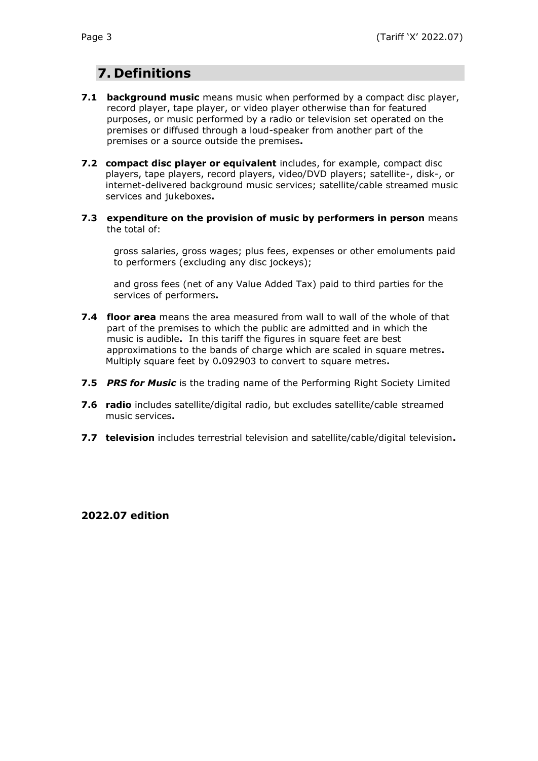## 7. Definitions

**7.1 background music** means music when performed by a compact disc player, record player, tape player, or video player otherwise than for featured purposes, or music performed by a radio or television set operated on the premises or diffused through a loud-speaker from another part of the premises or a source outside the premises**.**

**7.2 compact disc player or equivalent** includes, for example, compact disc players, tape players, record players, video/DVD players; satellite-, disk-, or internet-delivered background music services; satellite/cable streamed music services and jukeboxes**.**

**7.3 expenditure on the provision of music by performers in person** means the total of:

gross salaries, gross wages; plus fees, expenses or other emoluments paid to performers (excluding any disc jockeys);

and gross fees (net of any Value Added Tax) paid to third parties for the services of performers**.**

**7.4 floor area** means the area measured from wall to wall of the whole of that part of the premises to which the public are admitted and in which the music is audible**.** In this tariff the figures in square feet are best approximations to the bands of charge which are scaled in square metres**.** Multiply square feet by 0**.**092903 to convert to square metres**.**

**7.5** ***PRS for Music*** is the trading name of the Performing Right Society Limited

**7.6 radio** includes satellite/digital radio, but excludes satellite/cable streamed music services**.**

**7.7 television** includes terrestrial television and satellite/cable/digital television**.**

**2022.07 edition**